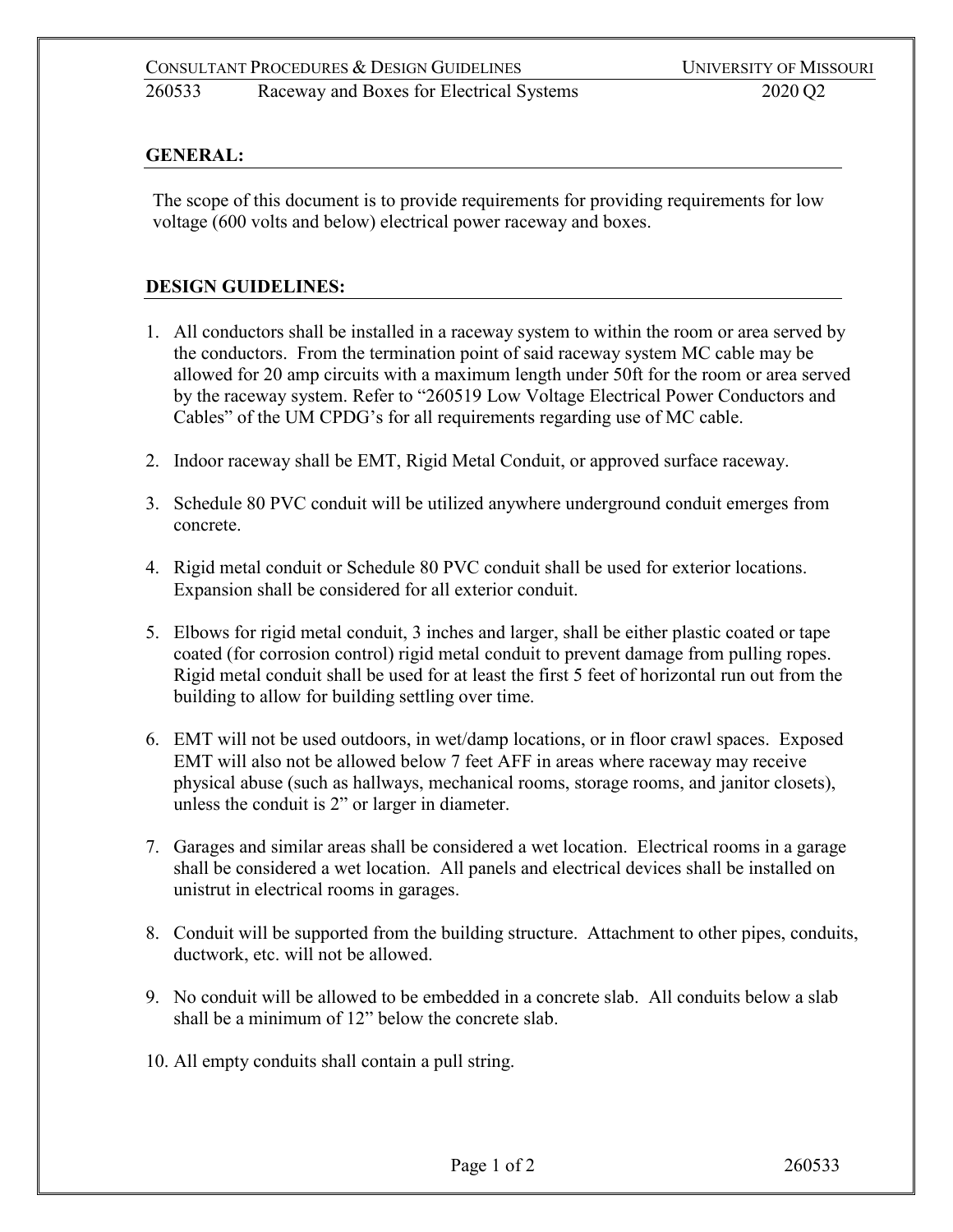## GENERAL:

The scope of this document is to provide requirements for providing requirements for low voltage (600 volts and below) electrical power raceway and boxes.

## DESIGN GUIDELINES:

1. All conductors shall be installed in a raceway system to within the room or area served by the conductors. From the termination point of said raceway system MC cable may be allowed for 20 amp circuits with a maximum length under 50ft for the room or area served by the raceway system. Refer to "260519 Low Voltage Electrical Power Conductors and Cables" of the UM CPDG's for all requirements regarding use of MC cable.

2. Indoor raceway shall be EMT, Rigid Metal Conduit, or approved surface raceway.

3. Schedule 80 PVC conduit will be utilized anywhere underground conduit emerges from concrete.

4. Rigid metal conduit or Schedule 80 PVC conduit shall be used for exterior locations. Expansion shall be considered for all exterior conduit.

5. Elbows for rigid metal conduit, 3 inches and larger, shall be either plastic coated or tape coated (for corrosion control) rigid metal conduit to prevent damage from pulling ropes. Rigid metal conduit shall be used for at least the first 5 feet of horizontal run out from the building to allow for building settling over time.

6. EMT will not be used outdoors, in wet/damp locations, or in floor crawl spaces. Exposed EMT will also not be allowed below 7 feet AFF in areas where raceway may receive physical abuse (such as hallways, mechanical rooms, storage rooms, and janitor closets), unless the conduit is 2" or larger in diameter.

7. Garages and similar areas shall be considered a wet location. Electrical rooms in a garage shall be considered a wet location. All panels and electrical devices shall be installed on unistrut in electrical rooms in garages.

8. Conduit will be supported from the building structure. Attachment to other pipes, conduits, ductwork, etc. will not be allowed.

9. No conduit will be allowed to be embedded in a concrete slab. All conduits below a slab shall be a minimum of 12" below the concrete slab.

10. All empty conduits shall contain a pull string.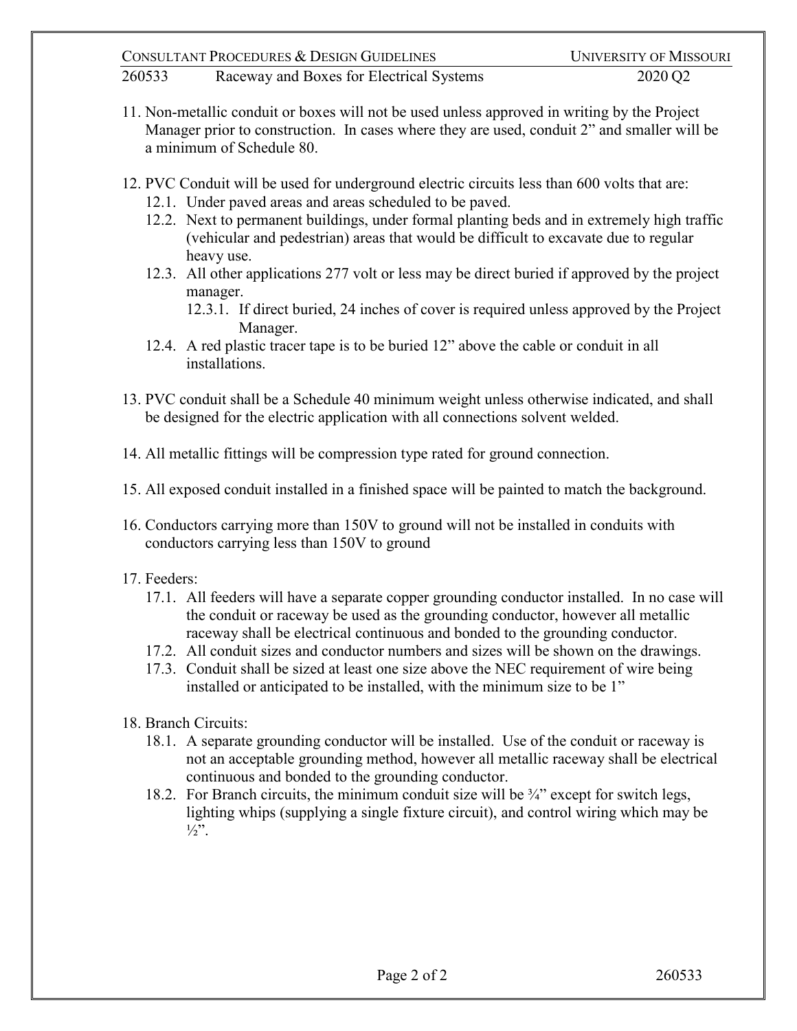11. Non-metallic conduit or boxes will not be used unless approved in writing by the Project Manager prior to construction. In cases where they are used, conduit 2" and smaller will be a minimum of Schedule 80.

12. PVC Conduit will be used for underground electric circuits less than 600 volts that are:
    - 12.1. Under paved areas and areas scheduled to be paved.
    - 12.2. Next to permanent buildings, under formal planting beds and in extremely high traffic (vehicular and pedestrian) areas that would be difficult to excavate due to regular heavy use.
    - 12.3. All other applications 277 volt or less may be direct buried if approved by the project manager.
        - 12.3.1. If direct buried, 24 inches of cover is required unless approved by the Project Manager.
    - 12.4. A red plastic tracer tape is to be buried 12" above the cable or conduit in all installations.

13. PVC conduit shall be a Schedule 40 minimum weight unless otherwise indicated, and shall be designed for the electric application with all connections solvent welded.

14. All metallic fittings will be compression type rated for ground connection.

15. All exposed conduit installed in a finished space will be painted to match the background.

16. Conductors carrying more than 150V to ground will not be installed in conduits with conductors carrying less than 150V to ground

17. Feeders:
    - 17.1. All feeders will have a separate copper grounding conductor installed. In no case will the conduit or raceway be used as the grounding conductor, however all metallic raceway shall be electrical continuous and bonded to the grounding conductor.
    - 17.2. All conduit sizes and conductor numbers and sizes will be shown on the drawings.
    - 17.3. Conduit shall be sized at least one size above the NEC requirement of wire being installed or anticipated to be installed, with the minimum size to be 1"

18. Branch Circuits:
    - 18.1. A separate grounding conductor will be installed. Use of the conduit or raceway is not an acceptable grounding method, however all metallic raceway shall be electrical continuous and bonded to the grounding conductor.
    - 18.2. For Branch circuits, the minimum conduit size will be ¾" except for switch legs, lighting whips (supplying a single fixture circuit), and control wiring which may be ½".